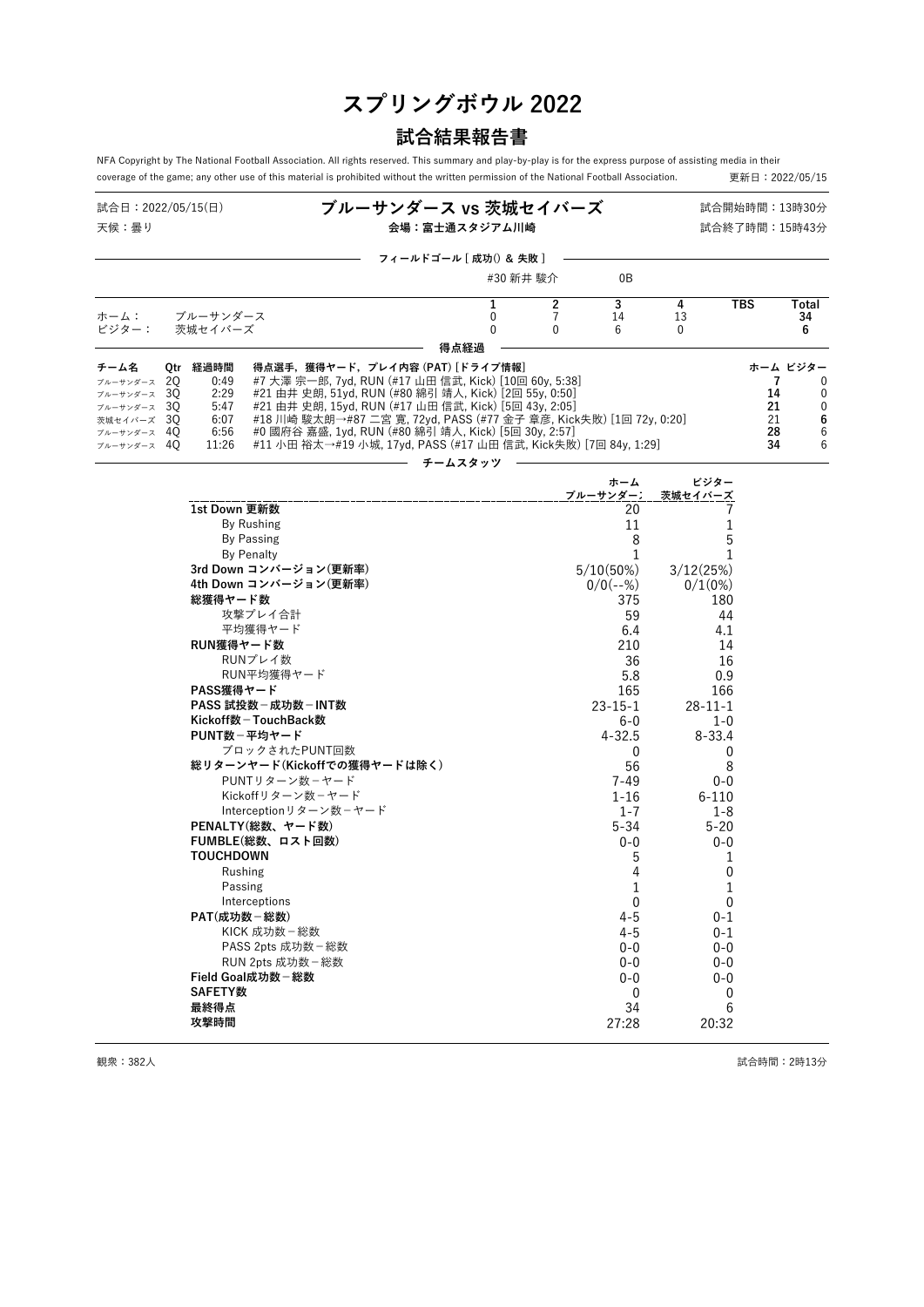# スプリングボウル 2022

## 試合結果報告書

NFA Copyright by The National Football Association. All rights reserved. This summary and play-by-play is for the express purpose of assisting media in their coverage of the game; any other use of this material is prohibited without the written permission of the National Football Association.　更新日：2022/05/15

試合日：2022/05/15(日)　**ブルーサンダース vs 茨城セイバーズ**　試合開始時間：13時30分

天候：曇り　**会場：富士通スタジアム川崎**　試合終了時間：15時43分

**フィールドゴール [ 成功() & 失敗 ]**

#30 新井 駿介　0B

| | | 1 | 2 | 3 | 4 | TBS | Total |
|---|---|---|---|---|---|---|---|
| ホーム： | ブルーサンダース | 0 | 7 | 14 | 13 | | **34** |
| ビジター： | 茨城セイバーズ | 0 | 0 | 6 | 0 | | **6** |

**得点経過**

| チーム名 | Qtr | 経過時間 | 得点選手，獲得ヤード，プレイ内容 (PAT) [ドライブ情報] | ホーム | ビジター |
|---|---|---|---|---|---|
| ブルーサンダース | 2Q | 0:49 | #7 大澤 宗一郎, 7yd, RUN (#17 山田 信武, Kick) [10回 60y, 5:38] | **7** | 0 |
| ブルーサンダース | 3Q | 2:29 | #21 由井 史朗, 51yd, RUN (#80 綿引 靖人, Kick) [2回 55y, 0:50] | **14** | 0 |
| ブルーサンダース | 3Q | 5:47 | #21 由井 史朗, 15yd, RUN (#17 山田 信武, Kick) [5回 43y, 2:05] | **21** | 0 |
| 茨城セイバーズ | 3Q | 6:07 | #18 川崎 駿太朗→#87 二宮 寛, 72yd, PASS (#77 金子 章彦, Kick失敗) [1回 72y, 0:20] | 21 | **6** |
| ブルーサンダース | 4Q | 6:56 | #0 國府谷 嘉盛, 1yd, RUN (#80 綿引 靖人, Kick) [5回 30y, 2:57] | **28** | 6 |
| ブルーサンダース | 4Q | 11:26 | #11 小田 裕太→#19 小城, 17yd, PASS (#17 山田 信武, Kick失敗) [7回 84y, 1:29] | **34** | 6 |

**チームスタッツ**

| | ホーム ブルーサンダース | ビジター 茨城セイバーズ |
|---|---|---|
| **1st Down 更新数** | 20 | 7 |
| By Rushing | 11 | 1 |
| By Passing | 8 | 5 |
| By Penalty | 1 | 1 |
| **3rd Down コンバージョン(更新率)** | 5/10(50%) | 3/12(25%) |
| **4th Down コンバージョン(更新率)** | 0/0(--%) | 0/1(0%) |
| **総獲得ヤード数** | 375 | 180 |
| 攻撃プレイ合計 | 59 | 44 |
| 平均獲得ヤード | 6.4 | 4.1 |
| **RUN獲得ヤード数** | 210 | 14 |
| RUNプレイ数 | 36 | 16 |
| RUN平均獲得ヤード | 5.8 | 0.9 |
| **PASS獲得ヤード** | 165 | 166 |
| **PASS 試投数－成功数－INT数** | 23-15-1 | 28-11-1 |
| **Kickoff数－TouchBack数** | 6-0 | 1-0 |
| **PUNT数－平均ヤード** | 4-32.5 | 8-33.4 |
| ブロックされたPUNT回数 | 0 | 0 |
| **総リターンヤード(Kickoffでの獲得ヤードは除く)** | 56 | 8 |
| PUNTリターン数－ヤード | 7-49 | 0-0 |
| Kickoffリターン数－ヤード | 1-16 | 6-110 |
| Interceptionリターン数－ヤード | 1-7 | 1-8 |
| **PENALTY(総数、ヤード数)** | 5-34 | 5-20 |
| **FUMBLE(総数、ロスト回数)** | 0-0 | 0-0 |
| **TOUCHDOWN** | 5 | 1 |
| Rushing | 4 | 0 |
| Passing | 1 | 1 |
| Interceptions | 0 | 0 |
| **PAT(成功数－総数)** | 4-5 | 0-1 |
| KICK 成功数－総数 | 4-5 | 0-1 |
| PASS 2pts 成功数－総数 | 0-0 | 0-0 |
| RUN 2pts 成功数－総数 | 0-0 | 0-0 |
| **Field Goal成功数－総数** | 0-0 | 0-0 |
| **SAFETY数** | 0 | 0 |
| **最終得点** | 34 | 6 |
| **攻撃時間** | 27:28 | 20:32 |

観衆：382人　試合時間：2時13分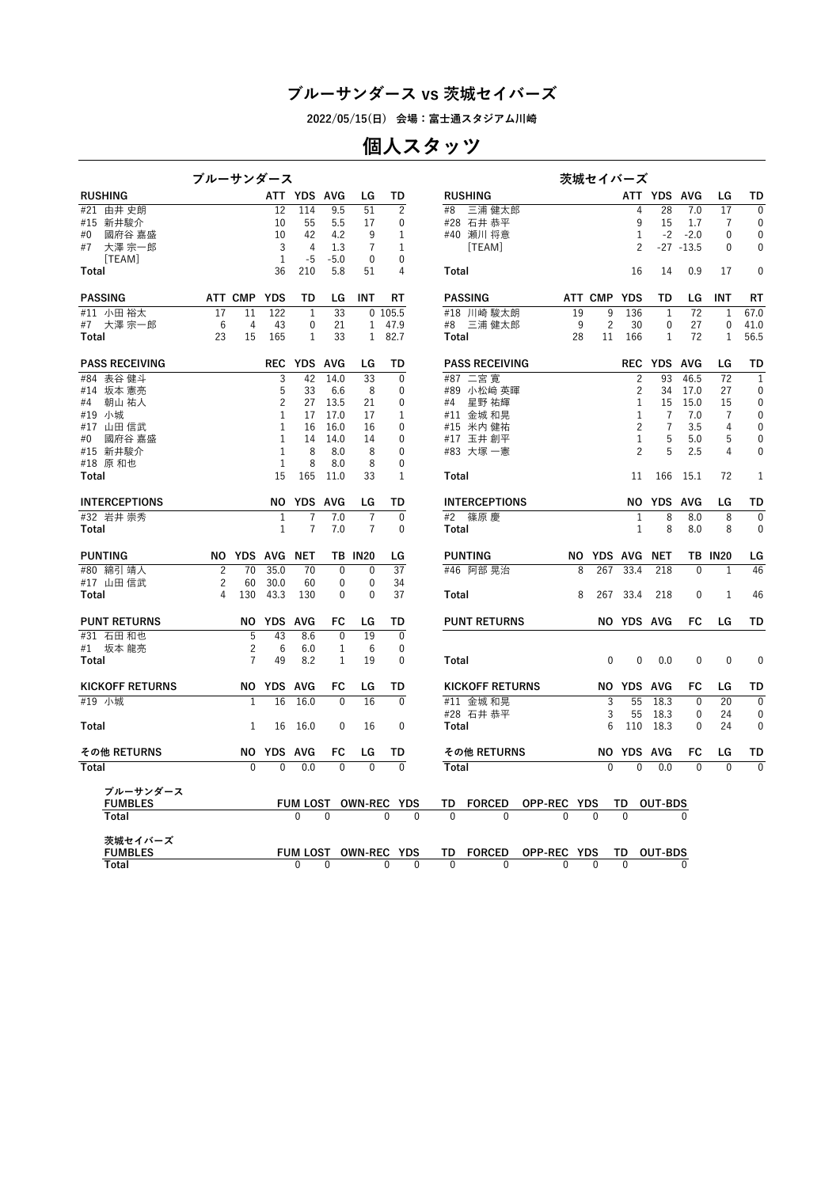# ブルーサンダース vs 茨城セイバーズ

2022/05/15(日) 会場：富士通スタジアム川崎

## 個人スタッツ

### ブルーサンダース

| RUSHING | ATT | YDS | AVG | LG | TD |
|---|---|---|---|---|---|
| #21 由井 史朗 | 12 | 114 | 9.5 | 51 | 2 |
| #15 新井駿介 | 10 | 55 | 5.5 | 17 | 0 |
| #0 國府谷 嘉盛 | 10 | 42 | 4.2 | 9 | 1 |
| #7 大澤 宗一郎 | 3 | 4 | 1.3 | 7 | 1 |
| [TEAM] | 1 | -5 | -5.0 | 0 | 0 |
| Total | 36 | 210 | 5.8 | 51 | 4 |

| PASSING | ATT | CMP | YDS | TD | LG | INT | RT |
|---|---|---|---|---|---|---|---|
| #11 小田 裕太 | 17 | 11 | 122 | 1 | 33 | 0 | 105.5 |
| #7 大澤 宗一郎 | 6 | 4 | 43 | 0 | 21 | 1 | 47.9 |
| Total | 23 | 15 | 165 | 1 | 33 | 1 | 82.7 |

| PASS RECEIVING | REC | YDS | AVG | LG | TD |
|---|---|---|---|---|---|
| #84 表谷 健斗 | 3 | 42 | 14.0 | 33 | 0 |
| #14 坂本 憲亮 | 5 | 33 | 6.6 | 8 | 0 |
| #4 朝山 祐人 | 2 | 27 | 13.5 | 21 | 0 |
| #19 小城 | 1 | 17 | 17.0 | 17 | 1 |
| #17 山田 信武 | 1 | 16 | 16.0 | 16 | 0 |
| #0 國府谷 嘉盛 | 1 | 14 | 14.0 | 14 | 0 |
| #15 新井駿介 | 1 | 8 | 8.0 | 8 | 0 |
| #18 原 和也 | 1 | 8 | 8.0 | 8 | 0 |
| Total | 15 | 165 | 11.0 | 33 | 1 |

| INTERCEPTIONS | NO | YDS | AVG | LG | TD |
|---|---|---|---|---|---|
| #32 岩井 崇秀 | 1 | 7 | 7.0 | 7 | 0 |
| Total | 1 | 7 | 7.0 | 7 | 0 |

| PUNTING | NO | YDS | AVG | NET | TB | IN20 | LG |
|---|---|---|---|---|---|---|---|
| #80 綿引 靖人 | 2 | 70 | 35.0 | 70 | 0 | 0 | 37 |
| #17 山田 信武 | 2 | 60 | 30.0 | 60 | 0 | 0 | 34 |
| Total | 4 | 130 | 43.3 | 130 | 0 | 0 | 37 |

| PUNT RETURNS | NO | YDS | AVG | FC | LG | TD |
|---|---|---|---|---|---|---|
| #31 石田 和也 | 5 | 43 | 8.6 | 0 | 19 | 0 |
| #1 坂本 龍亮 | 2 | 6 | 6.0 | 1 | 6 | 0 |
| Total | 7 | 49 | 8.2 | 1 | 19 | 0 |

| KICKOFF RETURNS | NO | YDS | AVG | FC | LG | TD |
|---|---|---|---|---|---|---|
| #19 小城 | 1 | 16 | 16.0 | 0 | 16 | 0 |
| Total | 1 | 16 | 16.0 | 0 | 16 | 0 |

| その他 RETURNS | NO | YDS | AVG | FC | LG | TD |
|---|---|---|---|---|---|---|
| Total | 0 | 0 | 0.0 | 0 | 0 | 0 |

### 茨城セイバーズ

| RUSHING | ATT | YDS | AVG | LG | TD |
|---|---|---|---|---|---|
| #8 三浦 健太郎 | 4 | 28 | 7.0 | 17 | 0 |
| #28 石井 恭平 | 9 | 15 | 1.7 | 7 | 0 |
| #40 瀬川 将意 | 1 | -2 | -2.0 | 0 | 0 |
| [TEAM] | 2 | -27 | -13.5 | 0 | 0 |
| Total | 16 | 14 | 0.9 | 17 | 0 |

| PASSING | ATT | CMP | YDS | TD | LG | INT | RT |
|---|---|---|---|---|---|---|---|
| #18 川崎 駿太朗 | 19 | 9 | 136 | 1 | 72 | 1 | 67.0 |
| #8 三浦 健太郎 | 9 | 2 | 30 | 0 | 27 | 0 | 41.0 |
| Total | 28 | 11 | 166 | 1 | 72 | 1 | 56.5 |

| PASS RECEIVING | REC | YDS | AVG | LG | TD |
|---|---|---|---|---|---|
| #87 二宮 寛 | 2 | 93 | 46.5 | 72 | 1 |
| #89 小松崎 英暉 | 2 | 34 | 17.0 | 27 | 0 |
| #4 星野 祐輝 | 1 | 15 | 15.0 | 15 | 0 |
| #11 金城 和晃 | 1 | 7 | 7.0 | 7 | 0 |
| #15 米内 健祐 | 2 | 7 | 3.5 | 4 | 0 |
| #17 玉井 創平 | 1 | 5 | 5.0 | 5 | 0 |
| #83 大塚 一憲 | 2 | 5 | 2.5 | 4 | 0 |
| Total | 11 | 166 | 15.1 | 72 | 1 |

| INTERCEPTIONS | NO | YDS | AVG | LG | TD |
|---|---|---|---|---|---|
| #2 篠原 慶 | 1 | 8 | 8.0 | 8 | 0 |
| Total | 1 | 8 | 8.0 | 8 | 0 |

| PUNTING | NO | YDS | AVG | NET | TB | IN20 | LG |
|---|---|---|---|---|---|---|---|
| #46 阿部 晃治 | 8 | 267 | 33.4 | 218 | 0 | 1 | 46 |
| Total | 8 | 267 | 33.4 | 218 | 0 | 1 | 46 |

| PUNT RETURNS | NO | YDS | AVG | FC | LG | TD |
|---|---|---|---|---|---|---|
| Total | 0 | 0 | 0.0 | 0 | 0 | 0 |

| KICKOFF RETURNS | NO | YDS | AVG | FC | LG | TD |
|---|---|---|---|---|---|---|
| #11 金城 和晃 | 3 | 55 | 18.3 | 0 | 20 | 0 |
| #28 石井 恭平 | 3 | 55 | 18.3 | 0 | 24 | 0 |
| Total | 6 | 110 | 18.3 | 0 | 24 | 0 |

| その他 RETURNS | NO | YDS | AVG | FC | LG | TD |
|---|---|---|---|---|---|---|
| Total | 0 | 0 | 0.0 | 0 | 0 | 0 |

### FUMBLES

ブルーサンダース

| FUMBLES | FUM | LOST | OWN-REC | YDS | TD | FORCED | OPP-REC | YDS | TD | OUT-BDS |
|---|---|---|---|---|---|---|---|---|---|---|
| Total | 0 | 0 | 0 | 0 | 0 | 0 | 0 | 0 | 0 | 0 |

茨城セイバーズ

| FUMBLES | FUM | LOST | OWN-REC | YDS | TD | FORCED | OPP-REC | YDS | TD | OUT-BDS |
|---|---|---|---|---|---|---|---|---|---|---|
| Total | 0 | 0 | 0 | 0 | 0 | 0 | 0 | 0 | 0 | 0 |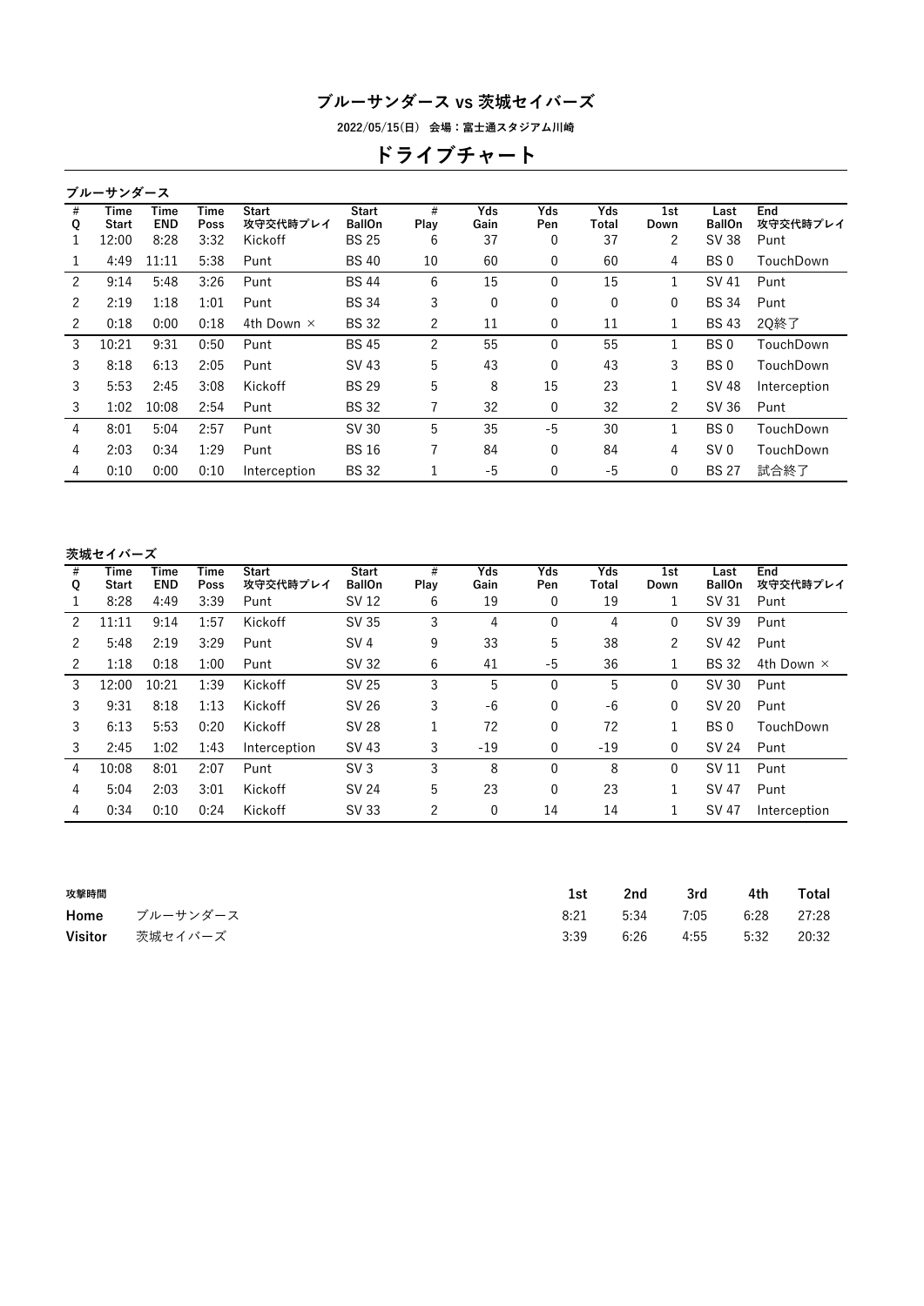# ブルーサンダース vs 茨城セイバーズ

2022/05/15(日)　会場：富士通スタジアム川崎

## ドライブチャート

### ブルーサンダース

| # Q | Time Start | Time END | Time Poss | Start 攻守交代時プレイ | Start BallOn | # Play | Yds Gain | Yds Pen | Yds Total | 1st Down | Last BallOn | End 攻守交代時プレイ |
|---|---|---|---|---|---|---|---|---|---|---|---|---|
| 1 | 12:00 | 8:28 | 3:32 | Kickoff | BS 25 | 6 | 37 | 0 | 37 | 2 | SV 38 | Punt |
| 1 | 4:49 | 11:11 | 5:38 | Punt | BS 40 | 10 | 60 | 0 | 60 | 4 | BS 0 | TouchDown |
| 2 | 9:14 | 5:48 | 3:26 | Punt | BS 44 | 6 | 15 | 0 | 15 | 1 | SV 41 | Punt |
| 2 | 2:19 | 1:18 | 1:01 | Punt | BS 34 | 3 | 0 | 0 | 0 | 0 | BS 34 | Punt |
| 2 | 0:18 | 0:00 | 0:18 | 4th Down × | BS 32 | 2 | 11 | 0 | 11 | 1 | BS 43 | 2Q終了 |
| 3 | 10:21 | 9:31 | 0:50 | Punt | BS 45 | 2 | 55 | 0 | 55 | 1 | BS 0 | TouchDown |
| 3 | 8:18 | 6:13 | 2:05 | Punt | SV 43 | 5 | 43 | 0 | 43 | 3 | BS 0 | TouchDown |
| 3 | 5:53 | 2:45 | 3:08 | Kickoff | BS 29 | 5 | 8 | 15 | 23 | 1 | SV 48 | Interception |
| 3 | 1:02 | 10:08 | 2:54 | Punt | BS 32 | 7 | 32 | 0 | 32 | 2 | SV 36 | Punt |
| 4 | 8:01 | 5:04 | 2:57 | Punt | SV 30 | 5 | 35 | -5 | 30 | 1 | BS 0 | TouchDown |
| 4 | 2:03 | 0:34 | 1:29 | Punt | BS 16 | 7 | 84 | 0 | 84 | 4 | SV 0 | TouchDown |
| 4 | 0:10 | 0:00 | 0:10 | Interception | BS 32 | 1 | -5 | 0 | -5 | 0 | BS 27 | 試合終了 |

### 茨城セイバーズ

| # Q | Time Start | Time END | Time Poss | Start 攻守交代時プレイ | Start BallOn | # Play | Yds Gain | Yds Pen | Yds Total | 1st Down | Last BallOn | End 攻守交代時プレイ |
|---|---|---|---|---|---|---|---|---|---|---|---|---|
| 1 | 8:28 | 4:49 | 3:39 | Punt | SV 12 | 6 | 19 | 0 | 19 | 1 | SV 31 | Punt |
| 2 | 11:11 | 9:14 | 1:57 | Kickoff | SV 35 | 3 | 4 | 0 | 4 | 0 | SV 39 | Punt |
| 2 | 5:48 | 2:19 | 3:29 | Punt | SV 4 | 9 | 33 | 5 | 38 | 2 | SV 42 | Punt |
| 2 | 1:18 | 0:18 | 1:00 | Punt | SV 32 | 6 | 41 | -5 | 36 | 1 | BS 32 | 4th Down × |
| 3 | 12:00 | 10:21 | 1:39 | Kickoff | SV 25 | 3 | 5 | 0 | 5 | 0 | SV 30 | Punt |
| 3 | 9:31 | 8:18 | 1:13 | Kickoff | SV 26 | 3 | -6 | 0 | -6 | 0 | SV 20 | Punt |
| 3 | 6:13 | 5:53 | 0:20 | Kickoff | SV 28 | 1 | 72 | 0 | 72 | 1 | BS 0 | TouchDown |
| 3 | 2:45 | 1:02 | 1:43 | Interception | SV 43 | 3 | -19 | 0 | -19 | 0 | SV 24 | Punt |
| 4 | 10:08 | 8:01 | 2:07 | Punt | SV 3 | 3 | 8 | 0 | 8 | 0 | SV 11 | Punt |
| 4 | 5:04 | 2:03 | 3:01 | Kickoff | SV 24 | 5 | 23 | 0 | 23 | 1 | SV 47 | Punt |
| 4 | 0:34 | 0:10 | 0:24 | Kickoff | SV 33 | 2 | 0 | 14 | 14 | 1 | SV 47 | Interception |

### 攻撃時間

| | | 1st | 2nd | 3rd | 4th | Total |
|---|---|---|---|---|---|---|
| Home | ブルーサンダース | 8:21 | 5:34 | 7:05 | 6:28 | 27:28 |
| Visitor | 茨城セイバーズ | 3:39 | 6:26 | 4:55 | 5:32 | 20:32 |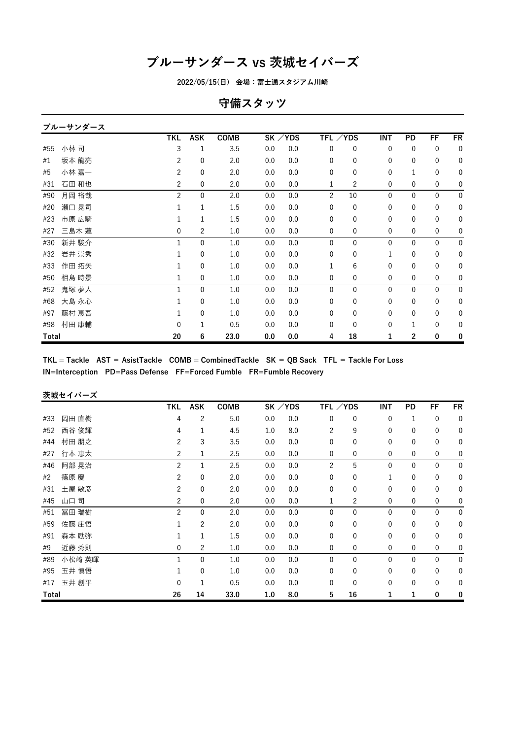# ブルーサンダース vs 茨城セイバーズ

2022/05/15(日) 会場：富士通スタジアム川崎

## 守備スタッツ

### ブルーサンダース

| | | TKL | ASK | COMB | SK | ／YDS | TFL | ／YDS | INT | PD | FF | FR |
|---|---|---|---|---|---|---|---|---|---|---|---|---|
| #55 | 小林 司 | 3 | 1 | 3.5 | 0.0 | 0.0 | 0 | 0 | 0 | 0 | 0 | 0 |
| #1 | 坂本 龍亮 | 2 | 0 | 2.0 | 0.0 | 0.0 | 0 | 0 | 0 | 0 | 0 | 0 |
| #5 | 小林 嘉一 | 2 | 0 | 2.0 | 0.0 | 0.0 | 0 | 0 | 0 | 1 | 0 | 0 |
| #31 | 石田 和也 | 2 | 0 | 2.0 | 0.0 | 0.0 | 1 | 2 | 0 | 0 | 0 | 0 |
| #90 | 月岡 裕哉 | 2 | 0 | 2.0 | 0.0 | 0.0 | 2 | 10 | 0 | 0 | 0 | 0 |
| #20 | 瀬口 晃司 | 1 | 1 | 1.5 | 0.0 | 0.0 | 0 | 0 | 0 | 0 | 0 | 0 |
| #23 | 市原 広騎 | 1 | 1 | 1.5 | 0.0 | 0.0 | 0 | 0 | 0 | 0 | 0 | 0 |
| #27 | 三島木 蓮 | 0 | 2 | 1.0 | 0.0 | 0.0 | 0 | 0 | 0 | 0 | 0 | 0 |
| #30 | 新井 駿介 | 1 | 0 | 1.0 | 0.0 | 0.0 | 0 | 0 | 0 | 0 | 0 | 0 |
| #32 | 岩井 崇秀 | 1 | 0 | 1.0 | 0.0 | 0.0 | 0 | 0 | 1 | 0 | 0 | 0 |
| #33 | 作田 拓矢 | 1 | 0 | 1.0 | 0.0 | 0.0 | 1 | 6 | 0 | 0 | 0 | 0 |
| #50 | 相島 時景 | 1 | 0 | 1.0 | 0.0 | 0.0 | 0 | 0 | 0 | 0 | 0 | 0 |
| #52 | 鬼塚 夢人 | 1 | 0 | 1.0 | 0.0 | 0.0 | 0 | 0 | 0 | 0 | 0 | 0 |
| #68 | 大島 永心 | 1 | 0 | 1.0 | 0.0 | 0.0 | 0 | 0 | 0 | 0 | 0 | 0 |
| #97 | 藤村 恵吾 | 1 | 0 | 1.0 | 0.0 | 0.0 | 0 | 0 | 0 | 0 | 0 | 0 |
| #98 | 村田 康輔 | 0 | 1 | 0.5 | 0.0 | 0.0 | 0 | 0 | 0 | 1 | 0 | 0 |
| **Total** | | **20** | **6** | **23.0** | **0.0** | **0.0** | **4** | **18** | **1** | **2** | **0** | **0** |

**TKL = Tackle　AST = AsistTackle　COMB = CombinedTackle　SK = QB Sack　TFL = Tackle For Loss**
**IN=Interception　PD=Pass Defense　FF=Forced Fumble　FR=Fumble Recovery**

### 茨城セイバーズ

| | | TKL | ASK | COMB | SK | ／YDS | TFL | ／YDS | INT | PD | FF | FR |
|---|---|---|---|---|---|---|---|---|---|---|---|---|
| #33 | 岡田 直樹 | 4 | 2 | 5.0 | 0.0 | 0.0 | 0 | 0 | 0 | 1 | 0 | 0 |
| #52 | 西谷 俊輝 | 4 | 1 | 4.5 | 1.0 | 8.0 | 2 | 9 | 0 | 0 | 0 | 0 |
| #44 | 村田 朋之 | 2 | 3 | 3.5 | 0.0 | 0.0 | 0 | 0 | 0 | 0 | 0 | 0 |
| #27 | 行本 恵太 | 2 | 1 | 2.5 | 0.0 | 0.0 | 0 | 0 | 0 | 0 | 0 | 0 |
| #46 | 阿部 晃治 | 2 | 1 | 2.5 | 0.0 | 0.0 | 2 | 5 | 0 | 0 | 0 | 0 |
| #2 | 篠原 慶 | 2 | 0 | 2.0 | 0.0 | 0.0 | 0 | 0 | 1 | 0 | 0 | 0 |
| #31 | 土屋 敏彦 | 2 | 0 | 2.0 | 0.0 | 0.0 | 0 | 0 | 0 | 0 | 0 | 0 |
| #45 | 山口 司 | 2 | 0 | 2.0 | 0.0 | 0.0 | 1 | 2 | 0 | 0 | 0 | 0 |
| #51 | 冨田 瑞樹 | 2 | 0 | 2.0 | 0.0 | 0.0 | 0 | 0 | 0 | 0 | 0 | 0 |
| #59 | 佐藤 庄悟 | 1 | 2 | 2.0 | 0.0 | 0.0 | 0 | 0 | 0 | 0 | 0 | 0 |
| #91 | 森本 励弥 | 1 | 1 | 1.5 | 0.0 | 0.0 | 0 | 0 | 0 | 0 | 0 | 0 |
| #9 | 近藤 秀則 | 0 | 2 | 1.0 | 0.0 | 0.0 | 0 | 0 | 0 | 0 | 0 | 0 |
| #89 | 小松崎 英暉 | 1 | 0 | 1.0 | 0.0 | 0.0 | 0 | 0 | 0 | 0 | 0 | 0 |
| #95 | 玉井 慎悟 | 1 | 0 | 1.0 | 0.0 | 0.0 | 0 | 0 | 0 | 0 | 0 | 0 |
| #17 | 玉井 創平 | 0 | 1 | 0.5 | 0.0 | 0.0 | 0 | 0 | 0 | 0 | 0 | 0 |
| **Total** | | **26** | **14** | **33.0** | **1.0** | **8.0** | **5** | **16** | **1** | **1** | **0** | **0** |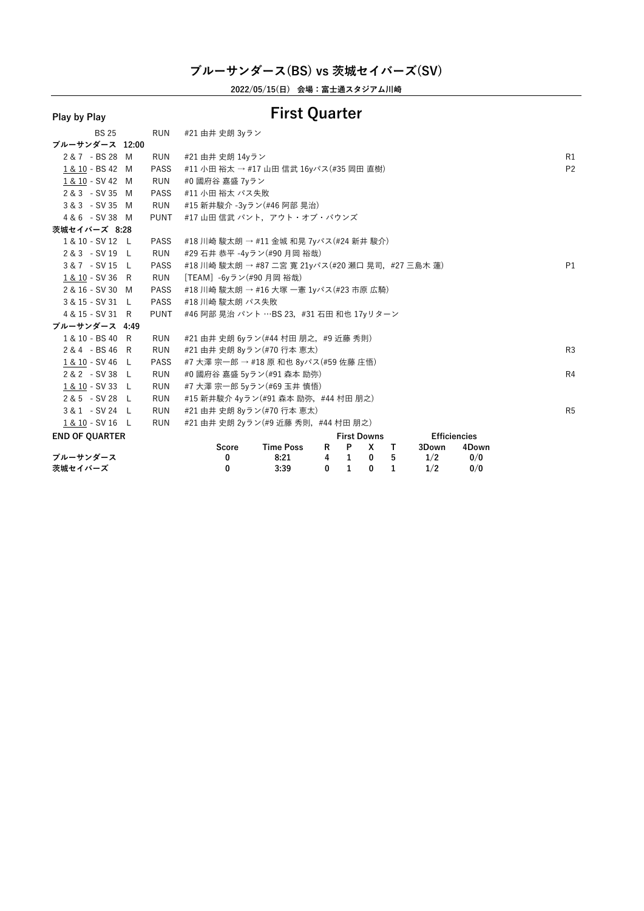# ブルーサンダース(BS) vs 茨城セイバーズ(SV)

**2022/05/15(日)　会場：富士通スタジアム川崎**

## Play by Play　　First Quarter

| Down & Distance | Dir | Play | Description | |
|---|---|---|---|---|
| BS 25 | | RUN | #21 由井 史朗 3yラン | |
| **ブルーサンダース 12:00** | | | | |
| 2 & 7 - BS 28 | M | RUN | #21 由井 史朗 14yラン | R1 |
| 1 & 10 - BS 42 | M | PASS | #11 小田 裕太 → #17 山田 信武 16yパス(#35 岡田 直樹) | P2 |
| 1 & 10 - SV 42 | M | RUN | #0 國府谷 嘉盛 7yラン | |
| 2 & 3 - SV 35 | M | PASS | #11 小田 裕太 パス失敗 | |
| 3 & 3 - SV 35 | M | RUN | #15 新井駿介 -3yラン(#46 阿部 晃治) | |
| 4 & 6 - SV 38 | M | PUNT | #17 山田 信武 パント，アウト・オブ・バウンズ | |
| **茨城セイバーズ 8:28** | | | | |
| 1 & 10 - SV 12 | L | PASS | #18 川崎 駿太朗 → #11 金城 和晃 7yパス(#24 新井 駿介) | |
| 2 & 3 - SV 19 | L | RUN | #29 石井 恭平 -4yラン(#90 月岡 裕哉) | |
| 3 & 7 - SV 15 | L | PASS | #18 川崎 駿太朗 → #87 二宮 寛 21yパス(#20 瀬口 晃司，#27 三島木 蓮) | P1 |
| 1 & 10 - SV 36 | R | RUN | [TEAM] -6yラン(#90 月岡 裕哉) | |
| 2 & 16 - SV 30 | M | PASS | #18 川崎 駿太朗 → #16 大塚 一憲 1yパス(#23 市原 広騎) | |
| 3 & 15 - SV 31 | L | PASS | #18 川崎 駿太朗 パス失敗 | |
| 4 & 15 - SV 31 | R | PUNT | #46 阿部 晃治 パント …BS 23，#31 石田 和也 17yリターン | |
| **ブルーサンダース 4:49** | | | | |
| 1 & 10 - BS 40 | R | RUN | #21 由井 史朗 6yラン(#44 村田 朋之，#9 近藤 秀則) | |
| 2 & 4 - BS 46 | R | RUN | #21 由井 史朗 8yラン(#70 行本 恵太) | R3 |
| 1 & 10 - SV 46 | L | PASS | #7 大澤 宗一郎 → #18 原 和也 8yパス(#59 佐藤 庄悟) | |
| 2 & 2 - SV 38 | L | RUN | #0 國府谷 嘉盛 5yラン(#91 森本 励弥) | R4 |
| 1 & 10 - SV 33 | L | RUN | #7 大澤 宗一郎 5yラン(#69 玉井 慎悟) | |
| 2 & 5 - SV 28 | L | RUN | #15 新井駿介 4yラン(#91 森本 励弥，#44 村田 朋之) | |
| 3 & 1 - SV 24 | L | RUN | #21 由井 史朗 8yラン(#70 行本 恵太) | R5 |
| 1 & 10 - SV 16 | L | RUN | #21 由井 史朗 2yラン(#9 近藤 秀則，#44 村田 朋之) | |

**END OF QUARTER**

| | Score | Time Poss | First Downs R | P | X | T | Efficiencies 3Down | 4Down |
|---|---|---|---|---|---|---|---|---|
| **ブルーサンダース** | 0 | 8:21 | 4 | 1 | 0 | 5 | 1/2 | 0/0 |
| **茨城セイバーズ** | 0 | 3:39 | 0 | 1 | 0 | 1 | 1/2 | 0/0 |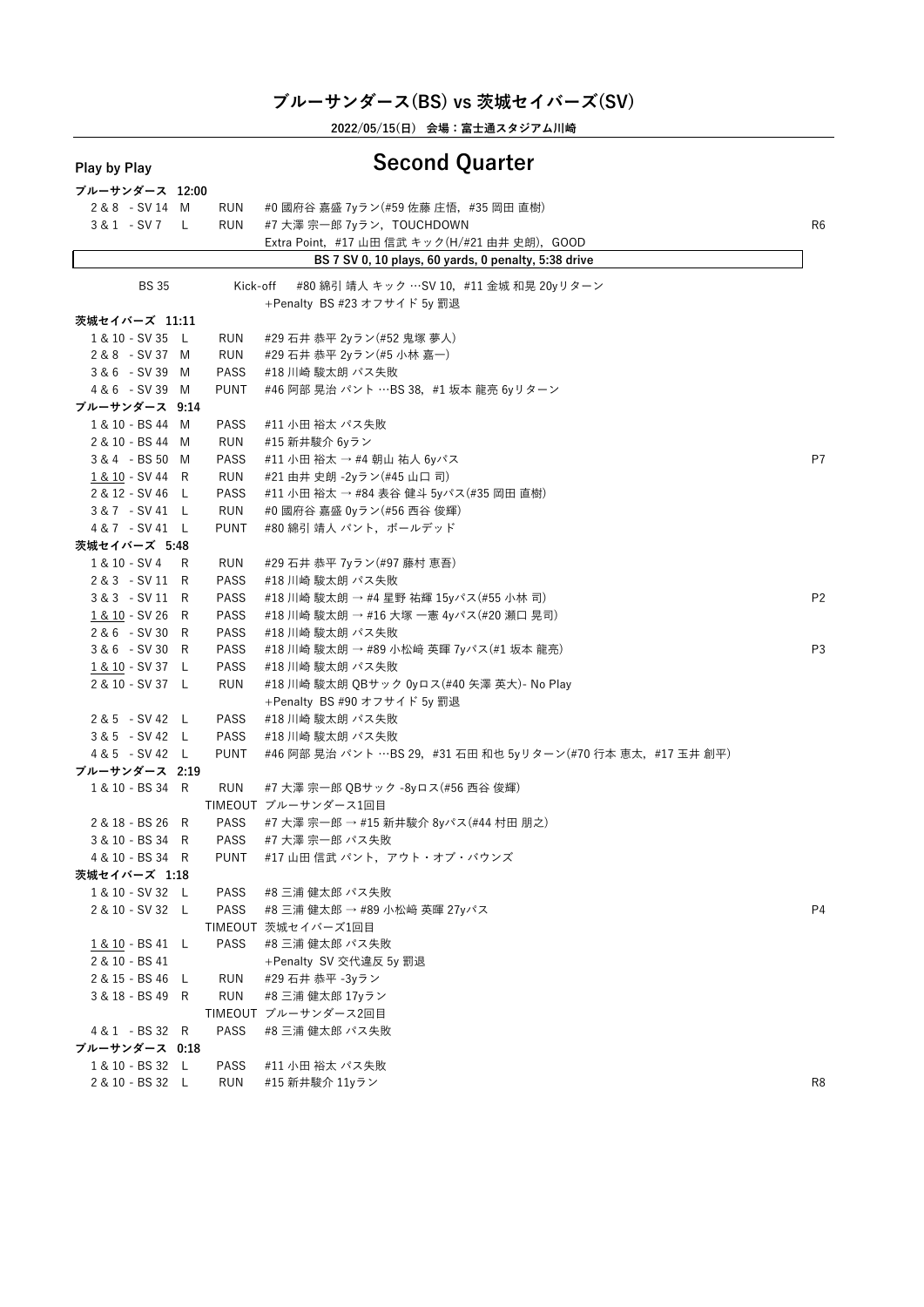# ブルーサンダース(BS) vs 茨城セイバーズ(SV)

**2022/05/15(日) 会場：富士通スタジアム川崎**

**Play by Play**

## Second Quarter

**ブルーサンダース 12:00**

| Down | Position | Dir | Play | Description | |
|---|---|---|---|---|---|
| 2 & 8 | - SV 14 | M | RUN | #0 國府谷 嘉盛 7yラン(#59 佐藤 庄悟, #35 岡田 直樹) | |
| 3 & 1 | - SV 7 | L | RUN | #7 大澤 宗一郎 7yラン, TOUCHDOWN | R6 |
| | | | | Extra Point, #17 山田 信武 キック(H/#21 由井 史朗), GOOD | |

**BS 7 SV 0, 10 plays, 60 yards, 0 penalty, 5:38 drive**

| Position | Play | Description |
|---|---|---|
| BS 35 | Kick-off | #80 綿引 靖人 キック …SV 10, #11 金城 和晃 20yリターン |
| | | +Penalty BS #23 オフサイド 5y 罰退 |

**茨城セイバーズ 11:11**

| Down | Position | Dir | Play | Description | |
|---|---|---|---|---|---|
| 1 & 10 | - SV 35 | L | RUN | #29 石井 恭平 2yラン(#52 鬼塚 夢人) | |
| 2 & 8 | - SV 37 | M | RUN | #29 石井 恭平 2yラン(#5 小林 嘉一) | |
| 3 & 6 | - SV 39 | M | PASS | #18 川崎 駿太朗 パス失敗 | |
| 4 & 6 | - SV 39 | M | PUNT | #46 阿部 晃治 パント …BS 38, #1 坂本 龍亮 6yリターン | |

**ブルーサンダース 9:14**

| Down | Position | Dir | Play | Description | |
|---|---|---|---|---|---|
| 1 & 10 | - BS 44 | M | PASS | #11 小田 裕太 パス失敗 | |
| 2 & 10 | - BS 44 | M | RUN | #15 新井駿介 6yラン | |
| 3 & 4 | - BS 50 | M | PASS | #11 小田 裕太 → #4 朝山 祐人 6yパス | P7 |
| 1 & 10 | - SV 44 | R | RUN | #21 由井 史朗 -2yラン(#45 山口 司) | |
| 2 & 12 | - SV 46 | L | PASS | #11 小田 裕太 → #84 表谷 健斗 5yパス(#35 岡田 直樹) | |
| 3 & 7 | - SV 41 | L | RUN | #0 國府谷 嘉盛 0yラン(#56 西谷 俊輝) | |
| 4 & 7 | - SV 41 | L | PUNT | #80 綿引 靖人 パント, ボールデッド | |

**茨城セイバーズ 5:48**

| Down | Position | Dir | Play | Description | |
|---|---|---|---|---|---|
| 1 & 10 | - SV 4 | R | RUN | #29 石井 恭平 7yラン(#97 藤村 恵吾) | |
| 2 & 3 | - SV 11 | R | PASS | #18 川崎 駿太朗 パス失敗 | |
| 3 & 3 | - SV 11 | R | PASS | #18 川崎 駿太朗 → #4 星野 祐輝 15yパス(#55 小林 司) | P2 |
| 1 & 10 | - SV 26 | R | PASS | #18 川崎 駿太朗 → #16 大塚 一憲 4yパス(#20 瀬口 晃司) | |
| 2 & 6 | - SV 30 | R | PASS | #18 川崎 駿太朗 パス失敗 | |
| 3 & 6 | - SV 30 | R | PASS | #18 川崎 駿太朗 → #89 小松崎 英暉 7yパス(#1 坂本 龍亮) | P3 |
| 1 & 10 | - SV 37 | L | PASS | #18 川崎 駿太朗 パス失敗 | |
| 2 & 10 | - SV 37 | L | RUN | #18 川崎 駿太朗 QBサック 0yロス(#40 矢澤 英大)- No Play | |
| | | | | +Penalty BS #90 オフサイド 5y 罰退 | |
| 2 & 5 | - SV 42 | L | PASS | #18 川崎 駿太朗 パス失敗 | |
| 3 & 5 | - SV 42 | L | PASS | #18 川崎 駿太朗 パス失敗 | |
| 4 & 5 | - SV 42 | L | PUNT | #46 阿部 晃治 パント …BS 29, #31 石田 和也 5yリターン(#70 行本 恵太, #17 玉井 創平) | |

**ブルーサンダース 2:19**

| Down | Position | Dir | Play | Description | |
|---|---|---|---|---|---|
| 1 & 10 | - BS 34 | R | RUN | #7 大澤 宗一郎 QBサック -8yロス(#56 西谷 俊輝) | |
| | | | TIMEOUT | ブルーサンダース1回目 | |
| 2 & 18 | - BS 26 | R | PASS | #7 大澤 宗一郎 → #15 新井駿介 8yパス(#44 村田 朋之) | |
| 3 & 10 | - BS 34 | R | PASS | #7 大澤 宗一郎 パス失敗 | |
| 4 & 10 | - BS 34 | R | PUNT | #17 山田 信武 パント, アウト・オブ・バウンズ | |

**茨城セイバーズ 1:18**

| Down | Position | Dir | Play | Description | |
|---|---|---|---|---|---|
| 1 & 10 | - SV 32 | L | PASS | #8 三浦 健太郎 パス失敗 | |
| 2 & 10 | - SV 32 | L | PASS | #8 三浦 健太郎 → #89 小松崎 英暉 27yパス | P4 |
| | | | TIMEOUT | 茨城セイバーズ1回目 | |
| 1 & 10 | - BS 41 | L | PASS | #8 三浦 健太郎 パス失敗 | |
| 2 & 10 | - BS 41 | | | +Penalty SV 交代違反 5y 罰退 | |
| 2 & 15 | - BS 46 | L | RUN | #29 石井 恭平 -3yラン | |
| 3 & 18 | - BS 49 | R | RUN | #8 三浦 健太郎 17yラン | |
| | | | TIMEOUT | ブルーサンダース2回目 | |
| 4 & 1 | - BS 32 | R | PASS | #8 三浦 健太郎 パス失敗 | |

**ブルーサンダース 0:18**

| Down | Position | Dir | Play | Description | |
|---|---|---|---|---|---|
| 1 & 10 | - BS 32 | L | PASS | #11 小田 裕太 パス失敗 | |
| 2 & 10 | - BS 32 | L | RUN | #15 新井駿介 11yラン | R8 |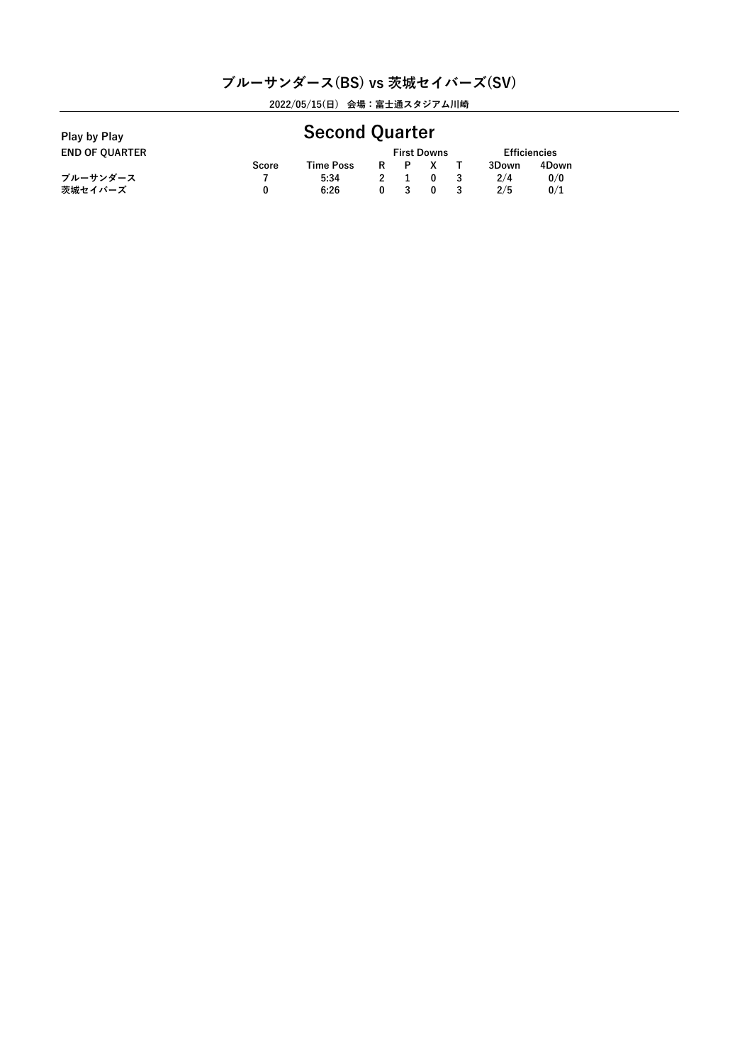# ブルーサンダース(BS) vs 茨城セイバーズ(SV)

2022/05/15(日) 会場：富士通スタジアム川崎

## Second Quarter

**Play by Play**

**END OF QUARTER**

| | Score | Time Poss | First Downs | | | | Efficiencies | |
|---|---|---|---|---|---|---|---|---|
| | | | R | P | X | T | 3Down | 4Down |
| ブルーサンダース | 7 | 5:34 | 2 | 1 | 0 | 3 | 2/4 | 0/0 |
| 茨城セイバーズ | 0 | 6:26 | 0 | 3 | 0 | 3 | 2/5 | 0/1 |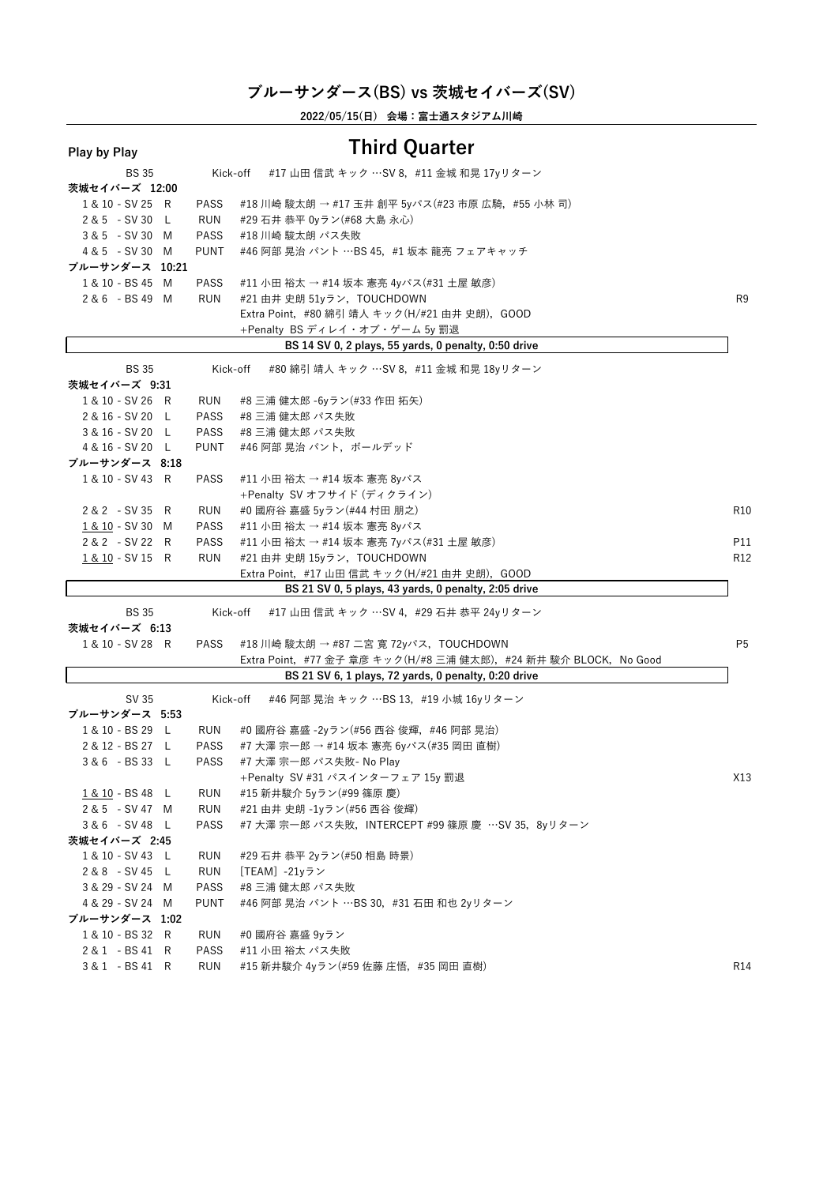## ブルーサンダース(BS) vs 茨城セイバーズ(SV)

**2022/05/15(日) 会場：富士通スタジアム川崎**

**Play by Play**

# Third Quarter

| Down & Distance | Play | Description | Note |
|---|---|---|---|
| BS 35 | Kick-off | #17 山田 信武 キック …SV 8, #11 金城 和晃 17yリターン | |
| **茨城セイバーズ 12:00** | | | |
| 1 & 10 - SV 25 R | PASS | #18 川崎 駿太朗 → #17 玉井 創平 5yパス(#23 市原 広騎, #55 小林 司) | |
| 2 & 5 - SV 30 L | RUN | #29 石井 恭平 0yラン(#68 大島 永心) | |
| 3 & 5 - SV 30 M | PASS | #18 川崎 駿太朗 パス失敗 | |
| 4 & 5 - SV 30 M | PUNT | #46 阿部 晃治 パント …BS 45, #1 坂本 龍亮 フェアキャッチ | |
| **ブルーサンダース 10:21** | | | |
| 1 & 10 - BS 45 M | PASS | #11 小田 裕太 → #14 坂本 憲亮 4yパス(#31 土屋 敏彦) | |
| 2 & 6 - BS 49 M | RUN | #21 由井 史朗 51yラン, TOUCHDOWN | R9 |
| | | Extra Point, #80 綿引 靖人 キック(H/#21 由井 史朗), GOOD | |
| | | +Penalty BS ディレイ・オブ・ゲーム 5y 罰退 | |
| | | **BS 14 SV 0, 2 plays, 55 yards, 0 penalty, 0:50 drive** | |
| BS 35 | Kick-off | #80 綿引 靖人 キック …SV 8, #11 金城 和晃 18yリターン | |
| **茨城セイバーズ 9:31** | | | |
| 1 & 10 - SV 26 R | RUN | #8 三浦 健太郎 -6yラン(#33 作田 拓矢) | |
| 2 & 16 - SV 20 L | PASS | #8 三浦 健太郎 パス失敗 | |
| 3 & 16 - SV 20 L | PASS | #8 三浦 健太郎 パス失敗 | |
| 4 & 16 - SV 20 L | PUNT | #46 阿部 晃治 パント, ボールデッド | |
| **ブルーサンダース 8:18** | | | |
| 1 & 10 - SV 43 R | PASS | #11 小田 裕太 → #14 坂本 憲亮 8yパス | |
| | | +Penalty SV オフサイド (ディクライン) | |
| 2 & 2 - SV 35 R | RUN | #0 國府谷 嘉盛 5yラン(#44 村田 朋之) | R10 |
| 1 & 10 - SV 30 M | PASS | #11 小田 裕太 → #14 坂本 憲亮 8yパス | |
| 2 & 2 - SV 22 R | PASS | #11 小田 裕太 → #14 坂本 憲亮 7yパス(#31 土屋 敏彦) | P11 |
| 1 & 10 - SV 15 R | RUN | #21 由井 史朗 15yラン, TOUCHDOWN | R12 |
| | | Extra Point, #17 山田 信武 キック(H/#21 由井 史朗), GOOD | |
| | | **BS 21 SV 0, 5 plays, 43 yards, 0 penalty, 2:05 drive** | |
| BS 35 | Kick-off | #17 山田 信武 キック …SV 4, #29 石井 恭平 24yリターン | |
| **茨城セイバーズ 6:13** | | | |
| 1 & 10 - SV 28 R | PASS | #18 川崎 駿太朗 → #87 二宮 寛 72yパス, TOUCHDOWN | P5 |
| | | Extra Point, #77 金子 章彦 キック(H/#8 三浦 健太郎), #24 新井 駿介 BLOCK, No Good | |
| | | **BS 21 SV 6, 1 plays, 72 yards, 0 penalty, 0:20 drive** | |
| SV 35 | Kick-off | #46 阿部 晃治 キック …BS 13, #19 小城 16yリターン | |
| **ブルーサンダース 5:53** | | | |
| 1 & 10 - BS 29 L | RUN | #0 國府谷 嘉盛 -2yラン(#56 西谷 俊輝, #46 阿部 晃治) | |
| 2 & 12 - BS 27 L | PASS | #7 大澤 宗一郎 → #14 坂本 憲亮 6yパス(#35 岡田 直樹) | |
| 3 & 6 - BS 33 L | PASS | #7 大澤 宗一郎 パス失敗- No Play | |
| | | +Penalty SV #31 パスインターフェア 15y 罰退 | X13 |
| 1 & 10 - BS 48 L | RUN | #15 新井駿介 5yラン(#99 篠原 慶) | |
| 2 & 5 - SV 47 M | RUN | #21 由井 史朗 -1yラン(#56 西谷 俊輝) | |
| 3 & 6 - SV 48 L | PASS | #7 大澤 宗一郎 パス失敗, INTERCEPT #99 篠原 慶 …SV 35, 8yリターン | |
| **茨城セイバーズ 2:45** | | | |
| 1 & 10 - SV 43 L | RUN | #29 石井 恭平 2yラン(#50 相島 時景) | |
| 2 & 8 - SV 45 L | RUN | [TEAM] -21yラン | |
| 3 & 29 - SV 24 M | PASS | #8 三浦 健太郎 パス失敗 | |
| 4 & 29 - SV 24 M | PUNT | #46 阿部 晃治 パント …BS 30, #31 石田 和也 2yリターン | |
| **ブルーサンダース 1:02** | | | |
| 1 & 10 - BS 32 R | RUN | #0 國府谷 嘉盛 9yラン | |
| 2 & 1 - BS 41 R | PASS | #11 小田 裕太 パス失敗 | |
| 3 & 1 - BS 41 R | RUN | #15 新井駿介 4yラン(#59 佐藤 庄悟, #35 岡田 直樹) | R14 |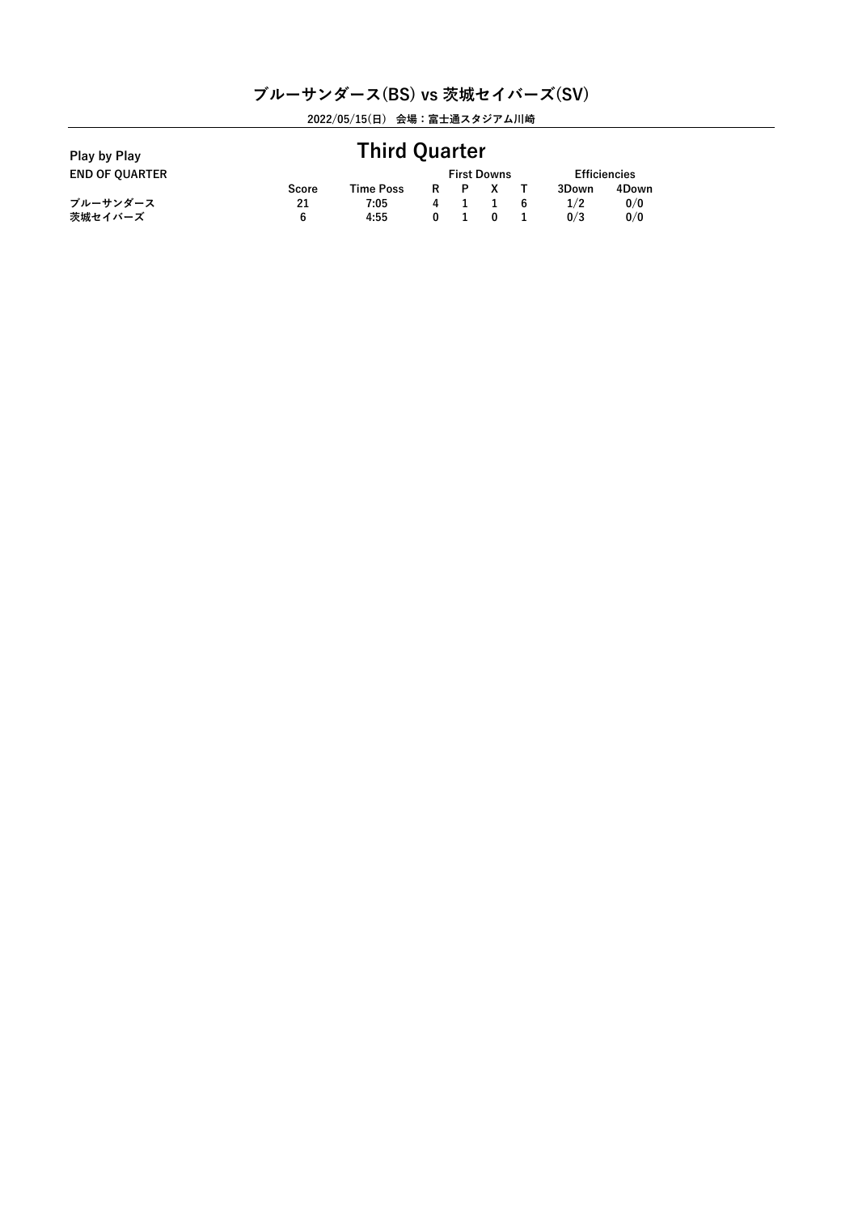# ブルーサンダース(BS) vs 茨城セイバーズ(SV)

2022/05/15(日)　会場：富士通スタジアム川崎

**Play by Play**

## Third Quarter

**END OF QUARTER**

| | Score | Time Poss | First Downs | | | | Efficiencies | |
|---|---|---|---|---|---|---|---|---|
| | | | R | P | X | T | 3Down | 4Down |
| ブルーサンダース | 21 | 7:05 | 4 | 1 | 1 | 6 | 1/2 | 0/0 |
| 茨城セイバーズ | 6 | 4:55 | 0 | 1 | 0 | 1 | 0/3 | 0/0 |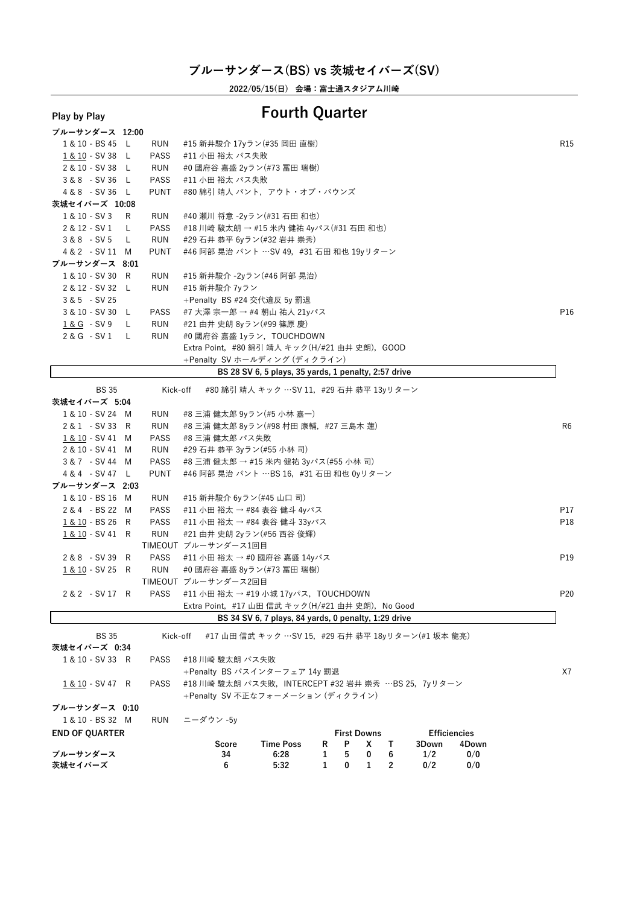# ブルーサンダース(BS) vs 茨城セイバーズ(SV)

**2022/05/15(日) 会場：富士通スタジアム川崎**

## Play by Play

## Fourth Quarter

| Down & Distance | Dir | Type | Play | Note |
|---|---|---|---|---|
| **ブルーサンダース 12:00** | | | | |
| 1 & 10 - BS 45 | L | RUN | #15 新井駿介 17yラン(#35 岡田 直樹) | R15 |
| 1 & 10 - SV 38 | L | PASS | #11 小田 裕太 パス失敗 | |
| 2 & 10 - SV 38 | L | RUN | #0 國府谷 嘉盛 2yラン(#73 冨田 瑞樹) | |
| 3 & 8 - SV 36 | L | PASS | #11 小田 裕太 パス失敗 | |
| 4 & 8 - SV 36 | L | PUNT | #80 綿引 靖人 パント，アウト・オブ・バウンズ | |
| **茨城セイバーズ 10:08** | | | | |
| 1 & 10 - SV 3 | R | RUN | #40 瀬川 将意 -2yラン(#31 石田 和也) | |
| 2 & 12 - SV 1 | L | PASS | #18 川崎 駿太朗 → #15 米内 健祐 4yパス(#31 石田 和也) | |
| 3 & 8 - SV 5 | L | RUN | #29 石井 恭平 6yラン(#32 岩井 崇秀) | |
| 4 & 2 - SV 11 | M | PUNT | #46 阿部 晃治 パント …SV 49，#31 石田 和也 19yリターン | |
| **ブルーサンダース 8:01** | | | | |
| 1 & 10 - SV 30 | R | RUN | #15 新井駿介 -2yラン(#46 阿部 晃治) | |
| 2 & 12 - SV 32 | L | RUN | #15 新井駿介 7yラン | |
| 3 & 5 - SV 25 | | | +Penalty BS #24 交代違反 5y 罰退 | |
| 3 & 10 - SV 30 | L | PASS | #7 大澤 宗一郎 → #4 朝山 祐人 21yパス | P16 |
| 1 & G - SV 9 | L | RUN | #21 由井 史朗 8yラン(#99 篠原 慶) | |
| 2 & G - SV 1 | L | RUN | #0 國府谷 嘉盛 1yラン，TOUCHDOWN | |
| | | | Extra Point，#80 綿引 靖人 キック(H/#21 由井 史朗)，GOOD | |
| | | | +Penalty SV ホールディング (ディクライン) | |
| | | | **BS 28 SV 6, 5 plays, 35 yards, 1 penalty, 2:57 drive** | |
| BS 35 | | Kick-off | #80 綿引 靖人 キック …SV 11，#29 石井 恭平 13yリターン | |
| **茨城セイバーズ 5:04** | | | | |
| 1 & 10 - SV 24 | M | RUN | #8 三浦 健太郎 9yラン(#5 小林 嘉一) | |
| 2 & 1 - SV 33 | R | RUN | #8 三浦 健太郎 8yラン(#98 村田 康輔，#27 三島木 蓮) | R6 |
| 1 & 10 - SV 41 | M | PASS | #8 三浦 健太郎 パス失敗 | |
| 2 & 10 - SV 41 | M | RUN | #29 石井 恭平 3yラン(#55 小林 司) | |
| 3 & 7 - SV 44 | M | PASS | #8 三浦 健太郎 → #15 米内 健祐 3yパス(#55 小林 司) | |
| 4 & 4 - SV 47 | L | PUNT | #46 阿部 晃治 パント …BS 16，#31 石田 和也 0yリターン | |
| **ブルーサンダース 2:03** | | | | |
| 1 & 10 - BS 16 | M | RUN | #15 新井駿介 6yラン(#45 山口 司) | |
| 2 & 4 - BS 22 | M | PASS | #11 小田 裕太 → #84 表谷 健斗 4yパス | P17 |
| 1 & 10 - BS 26 | R | PASS | #11 小田 裕太 → #84 表谷 健斗 33yパス | P18 |
| 1 & 10 - SV 41 | R | RUN | #21 由井 史朗 2yラン(#56 西谷 俊輝) | |
| | | TIMEOUT | ブルーサンダース1回目 | |
| 2 & 8 - SV 39 | R | PASS | #11 小田 裕太 → #0 國府谷 嘉盛 14yパス | P19 |
| 1 & 10 - SV 25 | R | RUN | #0 國府谷 嘉盛 8yラン(#73 冨田 瑞樹) | |
| | | TIMEOUT | ブルーサンダース2回目 | |
| 2 & 2 - SV 17 | R | PASS | #11 小田 裕太 → #19 小城 17yパス，TOUCHDOWN | P20 |
| | | | Extra Point，#17 山田 信武 キック(H/#21 由井 史朗)，No Good | |
| | | | **BS 34 SV 6, 7 plays, 84 yards, 0 penalty, 1:29 drive** | |
| BS 35 | | Kick-off | #17 山田 信武 キック …SV 15，#29 石井 恭平 18yリターン(#1 坂本 龍亮) | |
| **茨城セイバーズ 0:34** | | | | |
| 1 & 10 - SV 33 | R | PASS | #18 川崎 駿太朗 パス失敗 | |
| | | | +Penalty BS パスインターフェア 14y 罰退 | X7 |
| 1 & 10 - SV 47 | R | PASS | #18 川崎 駿太朗 パス失敗，INTERCEPT #32 岩井 崇秀 …BS 25，7yリターン | |
| | | | +Penalty SV 不正なフォーメーション (ディクライン) | |
| **ブルーサンダース 0:10** | | | | |
| 1 & 10 - BS 32 | M | RUN | ニーダウン -5y | |

**END OF QUARTER**

| | Score | Time Poss | First Downs R | First Downs P | First Downs X | First Downs T | Efficiencies 3Down | Efficiencies 4Down |
|---|---|---|---|---|---|---|---|---|
| ブルーサンダース | 34 | 6:28 | 1 | 5 | 0 | 6 | 1/2 | 0/0 |
| 茨城セイバーズ | 6 | 5:32 | 1 | 0 | 1 | 2 | 0/2 | 0/0 |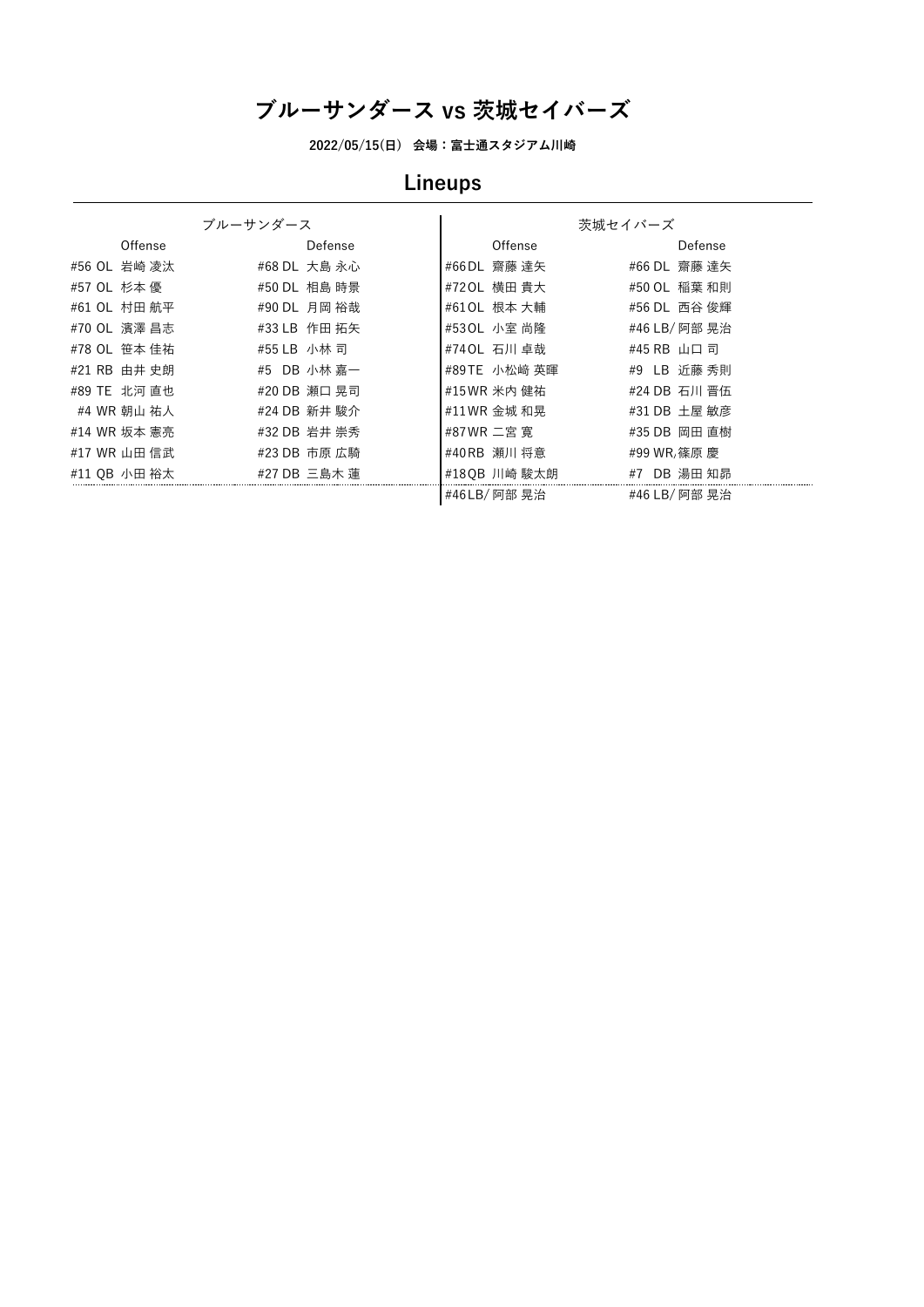# ブルーサンダース vs 茨城セイバーズ

**2022/05/15(日) 会場：富士通スタジアム川崎**

## Lineups

| ブルーサンダース | | 茨城セイバーズ | |
|---|---|---|---|
| Offense | Defense | Offense | Defense |
| #56 OL 岩崎 凌汰 | #68 DL 大島 永心 | #66DL 齋藤 達矢 | #66 DL 齋藤 達矢 |
| #57 OL 杉本 優 | #50 DL 相島 時景 | #72OL 横田 貴大 | #50 OL 稲葉 和則 |
| #61 OL 村田 航平 | #90 DL 月岡 裕哉 | #61OL 根本 大輔 | #56 DL 西谷 俊輝 |
| #70 OL 濱澤 昌志 | #33 LB 作田 拓矢 | #53OL 小室 尚隆 | #46 LB/ 阿部 晃治 |
| #78 OL 笹本 佳祐 | #55 LB 小林 司 | #74OL 石川 卓哉 | #45 RB 山口 司 |
| #21 RB 由井 史朗 | #5 DB 小林 嘉一 | #89TE 小松崎 英暉 | #9 LB 近藤 秀則 |
| #89 TE 北河 直也 | #20 DB 瀬口 晃司 | #15WR 米内 健祐 | #24 DB 石川 晋伍 |
| #4 WR 朝山 祐人 | #24 DB 新井 駿介 | #11WR 金城 和晃 | #31 DB 土屋 敏彦 |
| #14 WR 坂本 憲亮 | #32 DB 岩井 崇秀 | #87WR 二宮 寛 | #35 DB 岡田 直樹 |
| #17 WR 山田 信武 | #23 DB 市原 広騎 | #40RB 瀬川 将意 | #99 WR/ 篠原 慶 |
| #11 QB 小田 裕太 | #27 DB 三島木 蓮 | #18QB 川崎 駿太朗 | #7 DB 湯田 知昴 |
| | | #46LB/ 阿部 晃治 | #46 LB/ 阿部 晃治 |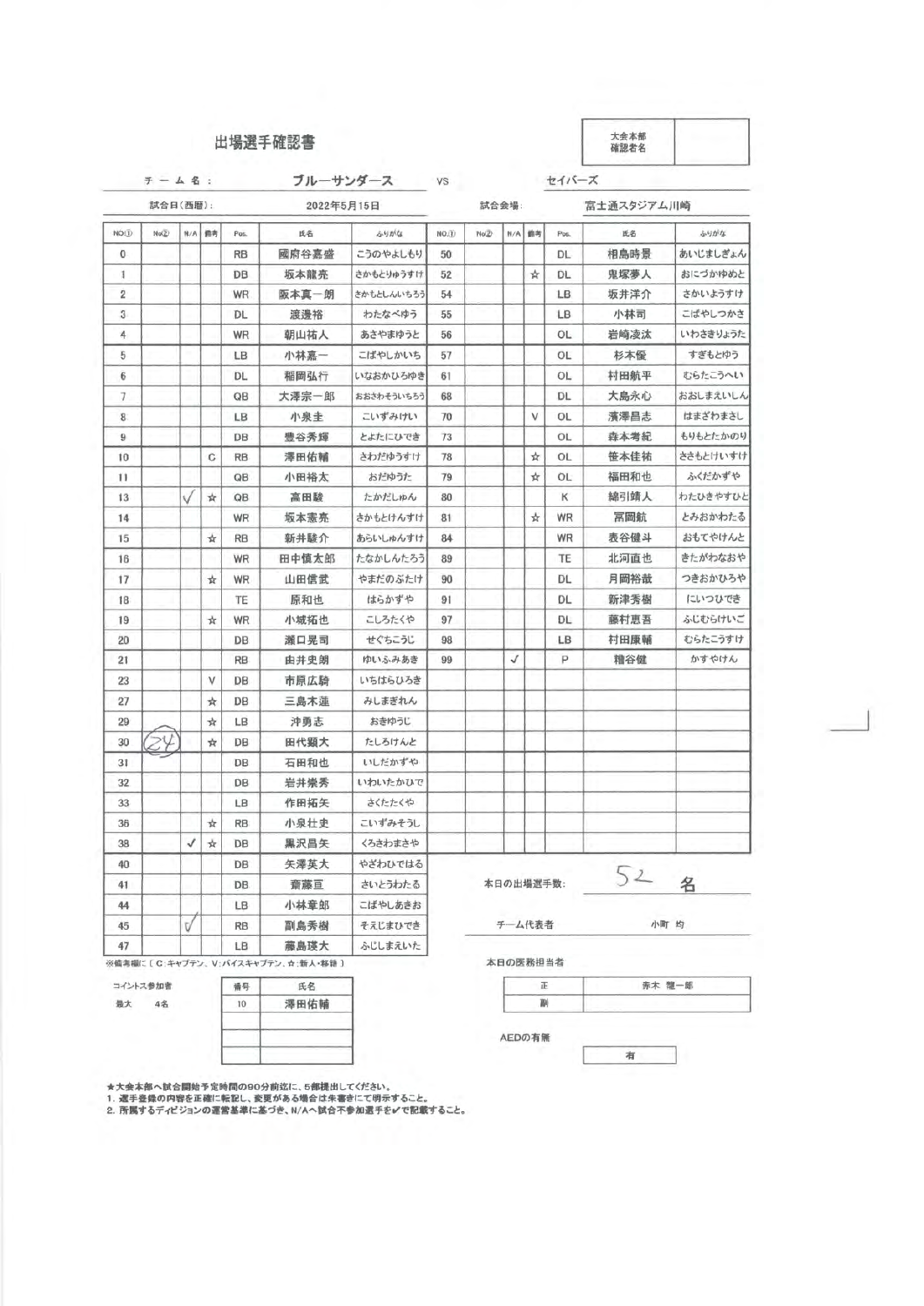# 出場選手確認書

| 大会本部確認者名 | |
|---|---|

チーム名： ブルーサンダース vs セイバーズ

試合日（西暦）： 2022年5月15日　試合会場： 富士通スタジアム川崎

| NO.① | No② | N/A | 備考 | Pos. | 氏名 | ふりがな | NO.① | No② | N/A | 備考 | Pos. | 氏名 | ふりがな |
|---|---|---|---|---|---|---|---|---|---|---|---|---|---|
| 0 | | | | RB | 國府谷嘉盛 | こうのやよしもり | 50 | | | | DL | 相島時景 | あいじましぎょん |
| 1 | | | | DB | 坂本龍亮 | さかもとりゅうすけ | 52 | | | ☆ | DL | 鬼塚夢人 | おにづかゆめと |
| 2 | | | | WR | 阪本真一朗 | さかもとしんいちろう | 54 | | | | LB | 坂井洋介 | さかいようすけ |
| 3 | | | | DL | 渡邊裕 | わたなべゆう | 55 | | | | LB | 小林司 | こばやしつかさ |
| 4 | | | | WR | 朝山祐人 | あさやまゆうと | 56 | | | | OL | 岩崎凌汰 | いわさきりょうた |
| 5 | | | | LB | 小林嘉一 | こばやしかいち | 57 | | | | OL | 杉本優 | すぎもとゆう |
| 6 | | | | DL | 稲岡弘行 | いなおかひろゆき | 61 | | | | OL | 村田航平 | むらたこうへい |
| 7 | | | | QB | 大澤宗一郎 | おおさわそういちろう | 68 | | | | DL | 大島永心 | おおしまえいしん |
| 8 | | | | LB | 小泉圭 | こいずみけい | 70 | | | V | OL | 濱澤昌志 | はまざわまさし |
| 9 | | | | DB | 豊谷秀輝 | とよたにひでき | 73 | | | | OL | 森本孝紀 | もりもとたかのり |
| 10 | | | C | RB | 澤田佑輔 | さわだゆうすけ | 78 | | | ☆ | OL | 笹本佳祐 | ささもとけいすけ |
| 11 | | | | QB | 小田裕太 | おだゆうた | 79 | | | ☆ | OL | 福田和也 | ふくだかずや |
| 13 | | ✓ | ☆ | QB | 高田駿 | たかだしゅん | 80 | | | | K | 綿引靖人 | わたひきやすひと |
| 14 | | | | WR | 坂本憲亮 | さかもとけんすけ | 81 | | | ☆ | WR | 冨岡航 | とみおかわたる |
| 15 | | | ☆ | RB | 新井駿介 | あらいしゅんすけ | 84 | | | | WR | 表谷健斗 | おもてやけんと |
| 16 | | | | WR | 田中慎太郎 | たなかしんたろう | 89 | | | | TE | 北河直也 | きたがわなおや |
| 17 | | | ☆ | WR | 山田信武 | やまだのぶたけ | 90 | | | | DL | 月岡裕哉 | つきおかひろや |
| 18 | | | | TE | 原和也 | はらかずや | 91 | | | | DL | 新津秀樹 | にいつひでき |
| 19 | | | ☆ | WR | 小城拓也 | こしろたくや | 97 | | | | DL | 藤村恵吾 | ふじむらけいご |
| 20 | | | | DB | 瀬口晃司 | せぐちこうじ | 98 | | | | LB | 村田康輔 | むらたこうすけ |
| 21 | | | | RB | 由井史朗 | ゆいふみあき | 99 | | ✓ | | P | 糟谷健 | かすやけん |
| 23 | | | V | DB | 市原広騎 | いちはらひろき | | | | | | | |
| 27 | | | ☆ | DB | 三島木蓮 | みしまぎれん | | | | | | | |
| 29 | | | ☆ | LB | 沖勇志 | おきゆうじ | | | | | | | |
| 30 | 24 | | ☆ | DB | 田代顕大 | たしろけんと | | | | | | | |
| 31 | | | | DB | 石田和也 | いしだかずや | | | | | | | |
| 32 | | | | DB | 岩井崇秀 | いわいたかひで | | | | | | | |
| 33 | | | | LB | 作田拓矢 | さくたたくや | | | | | | | |
| 36 | | | ☆ | RB | 小泉壮史 | こいずみそうし | | | | | | | |
| 38 | | ✓ | ☆ | DB | 黒沢昌矢 | くろさわまさや | | | | | | | |
| 40 | | | | DB | 矢澤英大 | やざわひではる | | | | | | | |
| 41 | | | | DB | 齋藤亘 | さいとうわたる | | | | | | | |
| 44 | | | | LB | 小林章郎 | こばやしあきお | | | | | | | |
| 45 | | ✓ | | RB | 副島秀樹 | そえじまひでき | | | | | | | |
| 47 | | | | LB | 藤島瑛大 | ふじしまえいた | | | | | | | |

※備考欄に［C：キャプテン、V：バイスキャプテン、☆：新人・移籍］

本日の出場選手数： 52 名

チーム代表者　小町 均

本日の医務担当者

| 正 | 赤木 龍一郎 |
|---|---|
| 副 | |

AEDの有無：有

コイントス参加者　最大 4名

| 番号 | 氏名 |
|---|---|
| 10 | 澤田佑輔 |
| | |
| | |
| | |

★大会本部へ試合開始予定時間の90分前迄に、5部提出してください。
1. 選手登録の内容を正確に転記し、変更がある場合は朱書きにて明示すること。
2. 所属するディビジョンの運営基準に基づき、N/Aへ試合不参加選手を✓で記載すること。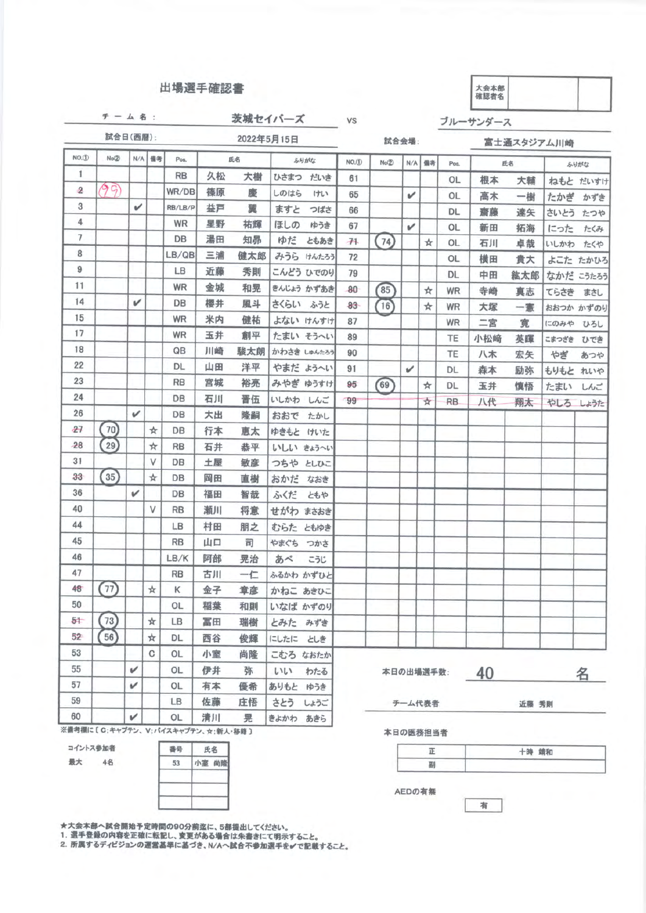# 出場選手確認書

| 大会本部確認者名 | | |
|---|---|---|

チーム名：茨城セイバーズ vs ブルーサンダース

試合日(西暦)：2022年5月15日　　試合会場：富士通スタジアム川崎

| NO.① | No② | N/A | 備考 | Pos. | 氏名 | ふりがな |
|---|---|---|---|---|---|---|
| 1 | | | | RB | 久松 大樹 | ひさまつ だいき |
| ~~2~~ | 99 | | | WR/DB | 篠原 慶 | しのはら けい |
| 3 | | ✔ | | RB/LB/P | 益戸 翼 | ますと つばさ |
| 4 | | | | WR | 星野 祐輝 | ほしの ゆうき |
| 7 | | | | DB | 湯田 知昴 | ゆだ ともあき |
| 8 | | | | LB/QB | 三浦 健太郎 | みうら けんたろう |
| 9 | | | | LB | 近藤 秀則 | こんどう ひでのり |
| 11 | | | | WR | 金城 和晃 | きんじょう かずあき |
| 14 | | ✔ | | DB | 櫻井 風斗 | さくらい ふうと |
| 15 | | | | WR | 米内 健祐 | よない けんすけ |
| 17 | | | | WR | 玉井 創平 | たまい そうへい |
| 18 | | | | QB | 川崎 駿太朗 | かわさき しゅんたろう |
| 22 | | | | DL | 山田 洋平 | やまだ ようへい |
| 23 | | | | RB | 宮城 裕亮 | みやぎ ゆうすけ |
| 24 | | | | DB | 石川 晋伍 | いしかわ しんご |
| 26 | | ✔ | | DB | 大出 隆嗣 | おおで たかし |
| ~~27~~ | 70 | | ☆ | DB | 行本 恵太 | ゆきもと けいた |
| ~~28~~ | 29 | | ☆ | RB | 石井 恭平 | いしい きょうへい |
| 31 | | | V | DB | 土屋 敏彦 | つちや としひこ |
| ~~33~~ | 35 | | ☆ | DB | 岡田 直樹 | おかだ なおき |
| 36 | | ✔ | | DB | 福田 智哉 | ふくだ ともや |
| 40 | | | V | RB | 瀬川 将意 | せがわ まさおき |
| 44 | | | | LB | 村田 朋之 | むらた ともゆき |
| 45 | | | | RB | 山口 司 | やまぐち つかさ |
| 46 | | | | LB/K | 阿部 晃治 | あべ こうじ |
| 47 | | | | RB | 古川 一仁 | ふるかわ かずひと |
| ~~48~~ | 77 | | ☆ | K | 金子 章彦 | かねこ あきひこ |
| 50 | | | | OL | 稲葉 和則 | いなば かずのり |
| ~~51~~ | 73 | | ☆ | LB | 冨田 瑞樹 | とみた みずき |
| ~~52~~ | 56 | | ☆ | DL | 西谷 俊輝 | にしたに としき |
| 53 | | | C | OL | 小室 尚隆 | こむろ なおたか |
| 55 | | ✔ | | OL | 伊井 弥 | いい わたる |
| 57 | | ✔ | | OL | 有本 優希 | ありもと ゆうき |
| 59 | | | | LB | 佐藤 庄悟 | さとう しょうご |
| 60 | | ✔ | | OL | 清川 晃 | きよかわ あきら |
| 61 | | | | OL | 根本 大輔 | ねもと だいすけ |
| 65 | | ✔ | | OL | 高木 一樹 | たかぎ かずき |
| 66 | | | | DL | 齋藤 達矢 | さいとう たつや |
| 67 | | ✔ | | OL | 新田 拓海 | にった たくみ |
| ~~71~~ | 74 | | ☆ | OL | 石川 卓哉 | いしかわ たくや |
| 72 | | | | OL | 横田 貴大 | よこた たかひろ |
| 79 | | | | DL | 中田 紘太郎 | なかだ こうたろう |
| ~~80~~ | 85 | | ☆ | WR | 寺崎 真志 | てらさき まさし |
| ~~83~~ | 16 | | ☆ | WR | 大塚 一憲 | おおつか かずのり |
| 87 | | | | WR | 二宮 寛 | にのみや ひろし |
| 89 | | | | TE | 小松崎 英暉 | こまつざき ひでき |
| 90 | | | | TE | 八木 宏矢 | やぎ あつや |
| 91 | | ✔ | | DL | 森本 励弥 | もりもと れいや |
| ~~95~~ | 69 | | ☆ | DL | 玉井 慎悟 | たまい しんご |
| ~~99~~ | | | ~~☆~~ | ~~RB~~ | ~~八代 翔太~~ | ~~やしろ しょうた~~ |

※備考欄に［C:キャプテン、V:バイスキャプテン、☆:新人・移籍］

本日の出場選手数：40 名

チーム代表者　近藤 秀則

コイントス参加者　最大 4名

| 番号 | 氏名 |
|---|---|
| 53 | 小室 尚隆 |
| | |
| | |
| | |

本日の医務担当者

| | |
|---|---|
| 正 | 十時 靖和 |
| 副 | |

AEDの有無　有

★大会本部へ試合開始予定時間の90分前迄に、5部提出してください。
1. 選手登録の内容を正確に転記し、変更がある場合は朱書きにて明示すること。
2. 所属するディビジョンの運営基準に基づき、N/Aへ試合不参加選手を✔で記載すること。